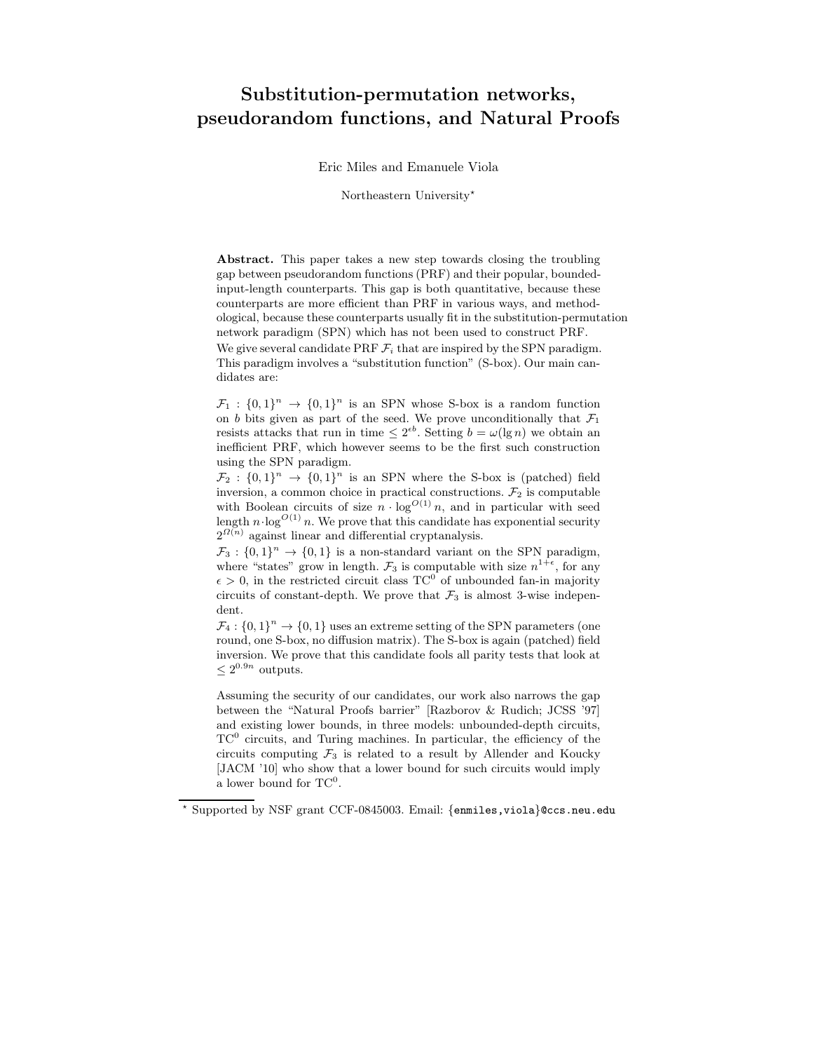# Substitution-permutation networks, pseudorandom functions, and Natural Proofs

Eric Miles and Emanuele Viola

Northeastern University*

**Abstract.** This paper takes a new step towards closing the troubling gap between pseudorandom functions (PRF) and their popular, bounded-input-length counterparts. This gap is both quantitative, because these counterparts are more efficient than PRF in various ways, and methodological, because these counterparts usually fit in the substitution-permutation network paradigm (SPN) which has not been used to construct PRF.

We give several candidate PRF $\mathcal{F}_i$ that are inspired by the SPN paradigm. This paradigm involves a "substitution function" (S-box). Our main candidates are:

$\mathcal{F}_1 : \{0,1\}^n \to \{0,1\}^n$ is an SPN whose S-box is a random function on $b$ bits given as part of the seed. We prove unconditionally that $\mathcal{F}_1$ resists attacks that run in time $\leq 2^{\epsilon b}$. Setting $b = \omega(\lg n)$ we obtain an inefficient PRF, which however seems to be the first such construction using the SPN paradigm.

$\mathcal{F}_2 : \{0,1\}^n \to \{0,1\}^n$ is an SPN where the S-box is (patched) field inversion, a common choice in practical constructions. $\mathcal{F}_2$ is computable with Boolean circuits of size $n \cdot \log^{O(1)} n$, and in particular with seed length $n \cdot \log^{O(1)} n$. We prove that this candidate has exponential security $2^{\Omega(n)}$ against linear and differential cryptanalysis.

$\mathcal{F}_3 : \{0,1\}^n \to \{0,1\}$ is a non-standard variant on the SPN paradigm, where "states" grow in length. $\mathcal{F}_3$ is computable with size $n^{1+\epsilon}$, for any $\epsilon > 0$, in the restricted circuit class $\mathrm{TC}^0$ of unbounded fan-in majority circuits of constant-depth. We prove that $\mathcal{F}_3$ is almost 3-wise independent.

$\mathcal{F}_4 : \{0,1\}^n \to \{0,1\}$ uses an extreme setting of the SPN parameters (one round, one S-box, no diffusion matrix). The S-box is again (patched) field inversion. We prove that this candidate fools all parity tests that look at $\leq 2^{0.9n}$ outputs.

Assuming the security of our candidates, our work also narrows the gap between the "Natural Proofs barrier" [Razborov & Rudich; JCSS '97] and existing lower bounds, in three models: unbounded-depth circuits, $\mathrm{TC}^0$ circuits, and Turing machines. In particular, the efficiency of the circuits computing $\mathcal{F}_3$ is related to a result by Allender and Koucky [JACM '10] who show that a lower bound for such circuits would imply a lower bound for $\mathrm{TC}^0$.

---

* Supported by NSF grant CCF-0845003. Email: {enmiles,viola}@ccs.neu.edu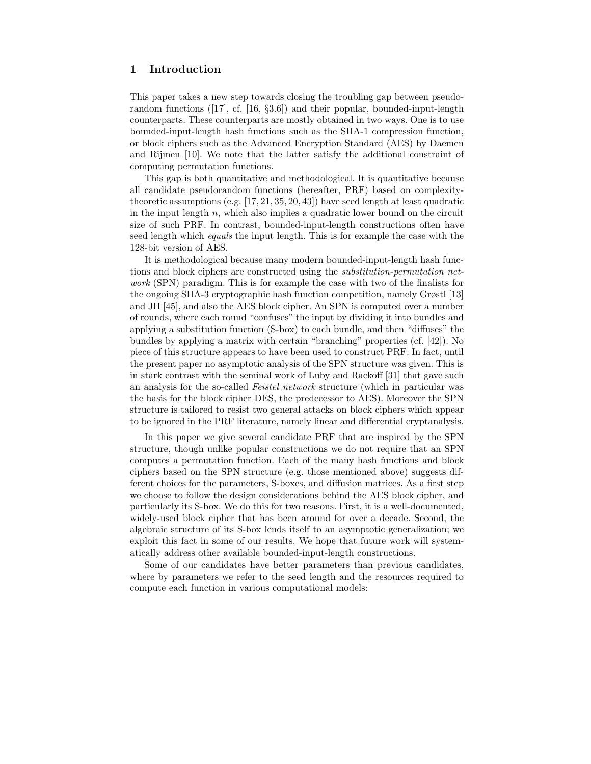## 1 Introduction

This paper takes a new step towards closing the troubling gap between pseudorandom functions ([17], cf. [16, §3.6]) and their popular, bounded-input-length counterparts. These counterparts are mostly obtained in two ways. One is to use bounded-input-length hash functions such as the SHA-1 compression function, or block ciphers such as the Advanced Encryption Standard (AES) by Daemen and Rijmen [10]. We note that the latter satisfy the additional constraint of computing permutation functions.

This gap is both quantitative and methodological. It is quantitative because all candidate pseudorandom functions (hereafter, PRF) based on complexity-theoretic assumptions (e.g. [17, 21, 35, 20, 43]) have seed length at least quadratic in the input length $n$, which also implies a quadratic lower bound on the circuit size of such PRF. In contrast, bounded-input-length constructions often have seed length which *equals* the input length. This is for example the case with the 128-bit version of AES.

It is methodological because many modern bounded-input-length hash functions and block ciphers are constructed using the *substitution-permutation network* (SPN) paradigm. This is for example the case with two of the finalists for the ongoing SHA-3 cryptographic hash function competition, namely Grøstl [13] and JH [45], and also the AES block cipher. An SPN is computed over a number of rounds, where each round "confuses" the input by dividing it into bundles and applying a substitution function (S-box) to each bundle, and then "diffuses" the bundles by applying a matrix with certain "branching" properties (cf. [42]). No piece of this structure appears to have been used to construct PRF. In fact, until the present paper no asymptotic analysis of the SPN structure was given. This is in stark contrast with the seminal work of Luby and Rackoff [31] that gave such an analysis for the so-called *Feistel network* structure (which in particular was the basis for the block cipher DES, the predecessor to AES). Moreover the SPN structure is tailored to resist two general attacks on block ciphers which appear to be ignored in the PRF literature, namely linear and differential cryptanalysis.

In this paper we give several candidate PRF that are inspired by the SPN structure, though unlike popular constructions we do not require that an SPN computes a permutation function. Each of the many hash functions and block ciphers based on the SPN structure (e.g. those mentioned above) suggests different choices for the parameters, S-boxes, and diffusion matrices. As a first step we choose to follow the design considerations behind the AES block cipher, and particularly its S-box. We do this for two reasons. First, it is a well-documented, widely-used block cipher that has been around for over a decade. Second, the algebraic structure of its S-box lends itself to an asymptotic generalization; we exploit this fact in some of our results. We hope that future work will systematically address other available bounded-input-length constructions.

Some of our candidates have better parameters than previous candidates, where by parameters we refer to the seed length and the resources required to compute each function in various computational models: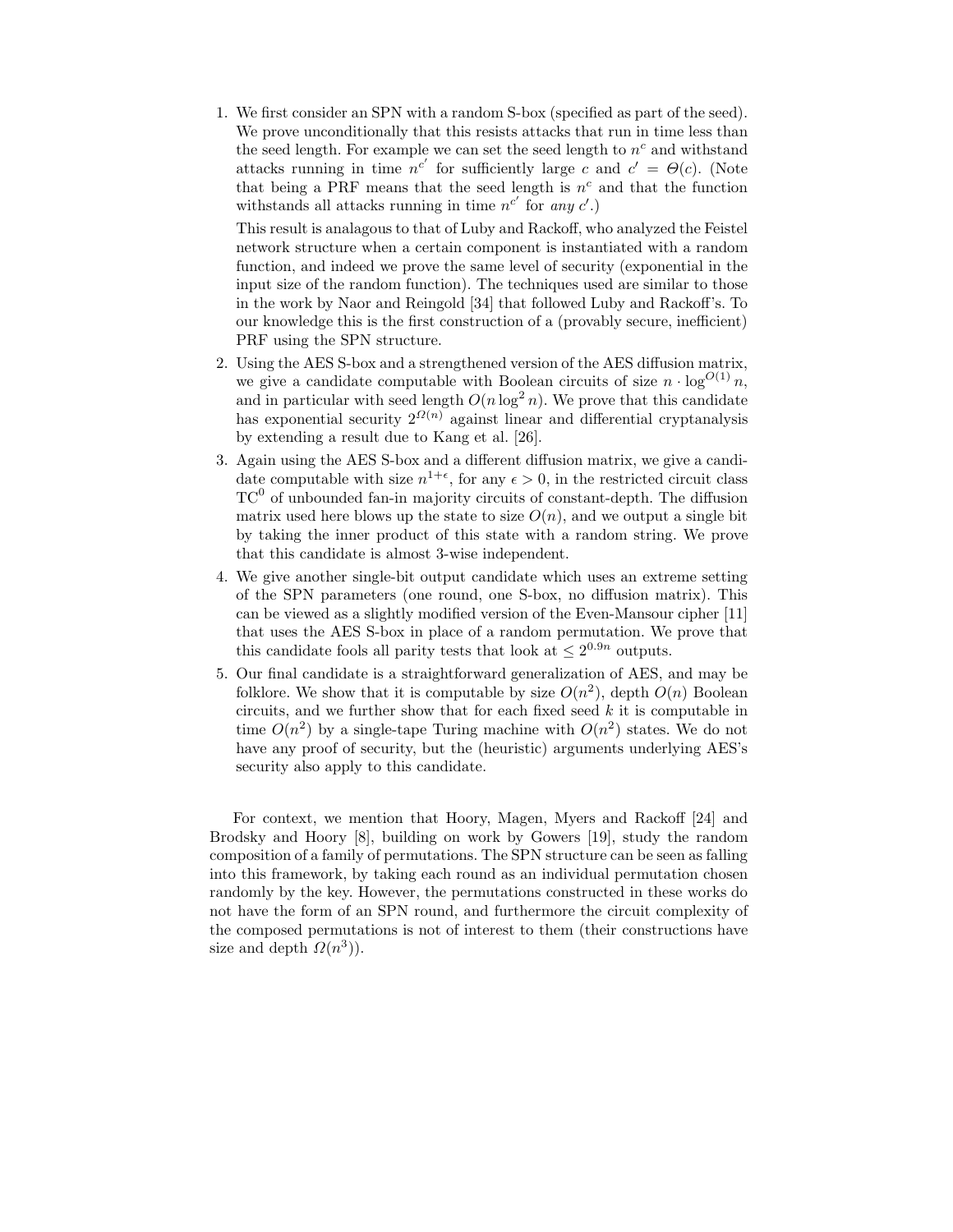1. We first consider an SPN with a random S-box (specified as part of the seed). We prove unconditionally that this resists attacks that run in time less than the seed length. For example we can set the seed length to $n^c$ and withstand attacks running in time $n^{c'}$ for sufficiently large $c$ and $c' = \Theta(c)$. (Note that being a PRF means that the seed length is $n^c$ and that the function withstands all attacks running in time $n^{c'}$ for *any* $c'$.)

   This result is analagous to that of Luby and Rackoff, who analyzed the Feistel network structure when a certain component is instantiated with a random function, and indeed we prove the same level of security (exponential in the input size of the random function). The techniques used are similar to those in the work by Naor and Reingold [34] that followed Luby and Rackoff's. To our knowledge this is the first construction of a (provably secure, inefficient) PRF using the SPN structure.
2. Using the AES S-box and a strengthened version of the AES diffusion matrix, we give a candidate computable with Boolean circuits of size $n \cdot \log^{O(1)} n$, and in particular with seed length $O(n \log^2 n)$. We prove that this candidate has exponential security $2^{\Omega(n)}$ against linear and differential cryptanalysis by extending a result due to Kang et al. [26].
3. Again using the AES S-box and a different diffusion matrix, we give a candidate computable with size $n^{1+\epsilon}$, for any $\epsilon > 0$, in the restricted circuit class $\mathrm{TC}^0$ of unbounded fan-in majority circuits of constant-depth. The diffusion matrix used here blows up the state to size $O(n)$, and we output a single bit by taking the inner product of this state with a random string. We prove that this candidate is almost 3-wise independent.
4. We give another single-bit output candidate which uses an extreme setting of the SPN parameters (one round, one S-box, no diffusion matrix). This can be viewed as a slightly modified version of the Even-Mansour cipher [11] that uses the AES S-box in place of a random permutation. We prove that this candidate fools all parity tests that look at $\leq 2^{0.9n}$ outputs.
5. Our final candidate is a straightforward generalization of AES, and may be folklore. We show that it is computable by size $O(n^2)$, depth $O(n)$ Boolean circuits, and we further show that for each fixed seed $k$ it is computable in time $O(n^2)$ by a single-tape Turing machine with $O(n^2)$ states. We do not have any proof of security, but the (heuristic) arguments underlying AES's security also apply to this candidate.

For context, we mention that Hoory, Magen, Myers and Rackoff [24] and Brodsky and Hoory [8], building on work by Gowers [19], study the random composition of a family of permutations. The SPN structure can be seen as falling into this framework, by taking each round as an individual permutation chosen randomly by the key. However, the permutations constructed in these works do not have the form of an SPN round, and furthermore the circuit complexity of the composed permutations is not of interest to them (their constructions have size and depth $\Omega(n^3)$).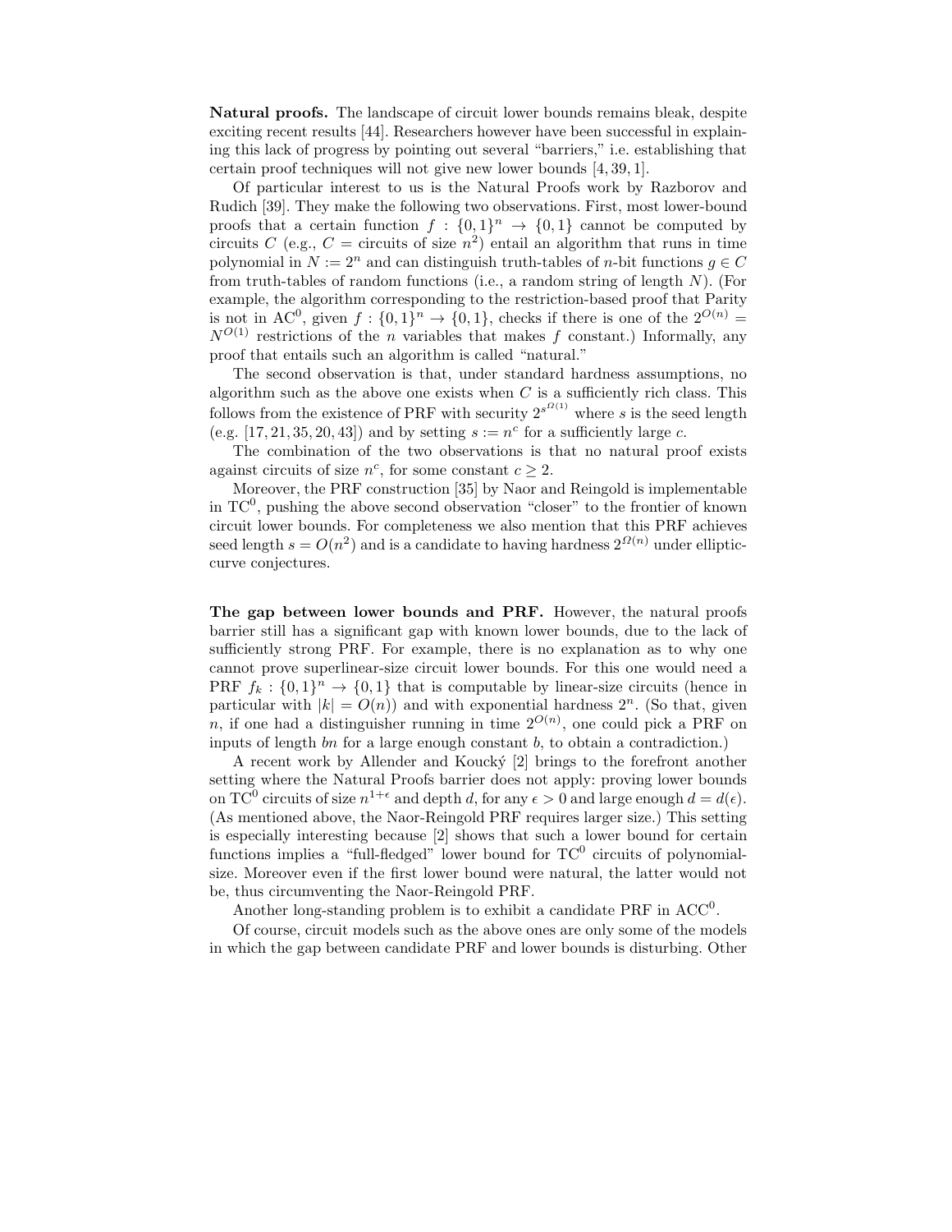**Natural proofs.** The landscape of circuit lower bounds remains bleak, despite exciting recent results [44]. Researchers however have been successful in explaining this lack of progress by pointing out several "barriers," i.e. establishing that certain proof techniques will not give new lower bounds [4, 39, 1].

Of particular interest to us is the Natural Proofs work by Razborov and Rudich [39]. They make the following two observations. First, most lower-bound proofs that a certain function $f : \{0,1\}^n \to \{0,1\}$ cannot be computed by circuits $C$ (e.g., $C$ = circuits of size $n^2$) entail an algorithm that runs in time polynomial in $N := 2^n$ and can distinguish truth-tables of $n$-bit functions $g \in C$ from truth-tables of random functions (i.e., a random string of length $N$). (For example, the algorithm corresponding to the restriction-based proof that Parity is not in $\mathrm{AC}^0$, given $f : \{0,1\}^n \to \{0,1\}$, checks if there is one of the $2^{O(n)} = N^{O(1)}$ restrictions of the $n$ variables that makes $f$ constant.) Informally, any proof that entails such an algorithm is called "natural."

The second observation is that, under standard hardness assumptions, no algorithm such as the above one exists when $C$ is a sufficiently rich class. This follows from the existence of PRF with security $2^{s^{\Omega(1)}}$ where $s$ is the seed length (e.g. [17, 21, 35, 20, 43]) and by setting $s := n^c$ for a sufficiently large $c$.

The combination of the two observations is that no natural proof exists against circuits of size $n^c$, for some constant $c \geq 2$.

Moreover, the PRF construction [35] by Naor and Reingold is implementable in $\mathrm{TC}^0$, pushing the above second observation "closer" to the frontier of known circuit lower bounds. For completeness we also mention that this PRF achieves seed length $s = O(n^2)$ and is a candidate to having hardness $2^{\Omega(n)}$ under elliptic-curve conjectures.

**The gap between lower bounds and PRF.** However, the natural proofs barrier still has a significant gap with known lower bounds, due to the lack of sufficiently strong PRF. For example, there is no explanation as to why one cannot prove superlinear-size circuit lower bounds. For this one would need a PRF $f_k : \{0,1\}^n \to \{0,1\}$ that is computable by linear-size circuits (hence in particular with $|k| = O(n)$) and with exponential hardness $2^n$. (So that, given $n$, if one had a distinguisher running in time $2^{O(n)}$, one could pick a PRF on inputs of length $bn$ for a large enough constant $b$, to obtain a contradiction.)

A recent work by Allender and Koucký [2] brings to the forefront another setting where the Natural Proofs barrier does not apply: proving lower bounds on $\mathrm{TC}^0$ circuits of size $n^{1+\epsilon}$ and depth $d$, for any $\epsilon > 0$ and large enough $d = d(\epsilon)$. (As mentioned above, the Naor-Reingold PRF requires larger size.) This setting is especially interesting because [2] shows that such a lower bound for certain functions implies a "full-fledged" lower bound for $\mathrm{TC}^0$ circuits of polynomial-size. Moreover even if the first lower bound were natural, the latter would not be, thus circumventing the Naor-Reingold PRF.

Another long-standing problem is to exhibit a candidate PRF in $\mathrm{ACC}^0$.

Of course, circuit models such as the above ones are only some of the models in which the gap between candidate PRF and lower bounds is disturbing. Other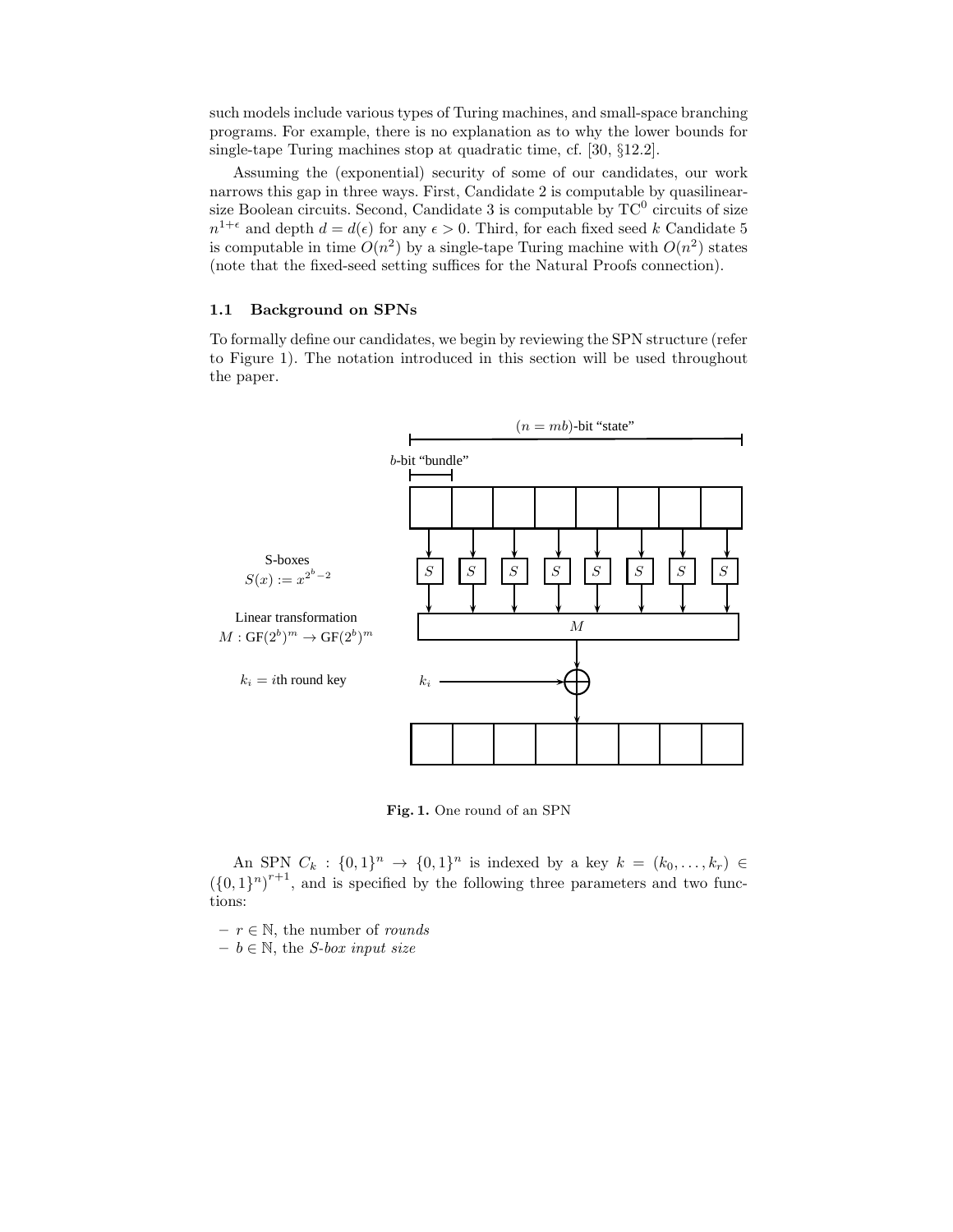such models include various types of Turing machines, and small-space branching programs. For example, there is no explanation as to why the lower bounds for single-tape Turing machines stop at quadratic time, cf. [30, §12.2].

Assuming the (exponential) security of some of our candidates, our work narrows this gap in three ways. First, Candidate 2 is computable by quasilinear-size Boolean circuits. Second, Candidate 3 is computable by $\mathrm{TC}^0$ circuits of size $n^{1+\epsilon}$ and depth $d = d(\epsilon)$ for any $\epsilon > 0$. Third, for each fixed seed $k$ Candidate 5 is computable in time $O(n^2)$ by a single-tape Turing machine with $O(n^2)$ states (note that the fixed-seed setting suffices for the Natural Proofs connection).

### 1.1 Background on SPNs

To formally define our candidates, we begin by reviewing the SPN structure (refer to Figure 1). The notation introduced in this section will be used throughout the paper.

$(n = mb)$-bit "state"

$b$-bit "bundle"

S-boxes
$S(x) := x^{2^b-2}$

Linear transformation
$M : \mathrm{GF}(2^b)^m \to \mathrm{GF}(2^b)^m$

$k_i$ = $i$th round key

**Fig. 1.** One round of an SPN

An SPN $C_k : \{0,1\}^n \to \{0,1\}^n$ is indexed by a key $k = (k_0, \ldots, k_r) \in (\{0,1\}^n)^{r+1}$, and is specified by the following three parameters and two functions:

- $r \in \mathbb{N}$, the number of *rounds*
- $b \in \mathbb{N}$, the *S-box input size*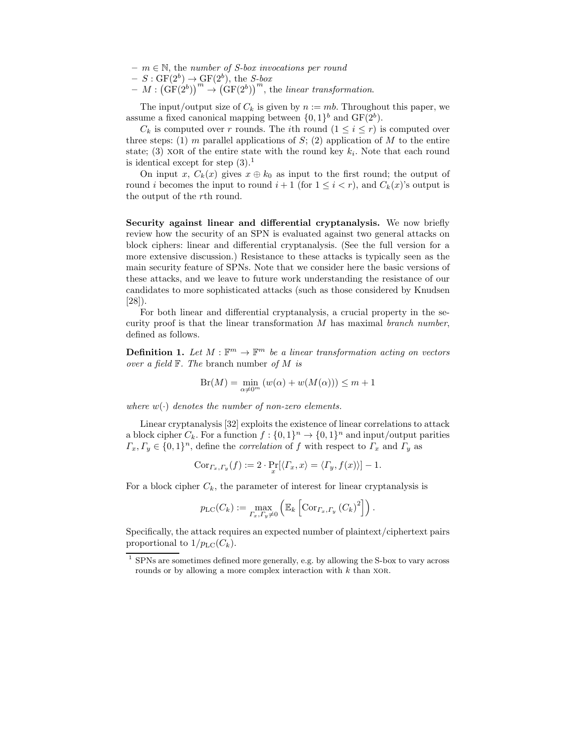- $m \in \mathbb{N}$, the *number of S-box invocations per round*
- $S : \mathrm{GF}(2^b) \to \mathrm{GF}(2^b)$, the *S-box*
- $M : \left(\mathrm{GF}(2^b)\right)^m \to \left(\mathrm{GF}(2^b)\right)^m$, the *linear transformation*.

The input/output size of $C_k$ is given by $n := mb$. Throughout this paper, we assume a fixed canonical mapping between $\{0,1\}^b$ and $\mathrm{GF}(2^b)$.

$C_k$ is computed over $r$ rounds. The $i$th round ($1 \leq i \leq r$) is computed over three steps: (1) $m$ parallel applications of $S$; (2) application of $M$ to the entire state; (3) XOR of the entire state with the round key $k_i$. Note that each round is identical except for step (3).[1]

On input $x$, $C_k(x)$ gives $x \oplus k_0$ as input to the first round; the output of round $i$ becomes the input to round $i+1$ (for $1 \leq i < r$), and $C_k(x)$'s output is the output of the $r$th round.

**Security against linear and differential cryptanalysis.** We now briefly review how the security of an SPN is evaluated against two general attacks on block ciphers: linear and differential cryptanalysis. (See the full version for a more extensive discussion.) Resistance to these attacks is typically seen as the main security feature of SPNs. Note that we consider here the basic versions of these attacks, and we leave to future work understanding the resistance of our candidates to more sophisticated attacks (such as those considered by Knudsen [28]).

For both linear and differential cryptanalysis, a crucial property in the security proof is that the linear transformation $M$ has maximal *branch number*, defined as follows.

**Definition 1.** *Let $M : \mathbb{F}^m \to \mathbb{F}^m$ be a linear transformation acting on vectors over a field $\mathbb{F}$. The* branch number *of $M$ is*

$$\mathrm{Br}(M) = \min_{\alpha \neq 0^m} \left(w(\alpha) + w(M(\alpha))\right) \leq m + 1$$

*where $w(\cdot)$ denotes the number of non-zero elements.*

Linear cryptanalysis [32] exploits the existence of linear correlations to attack a block cipher $C_k$. For a function $f : \{0,1\}^n \to \{0,1\}^n$ and input/output parities $\Gamma_x, \Gamma_y \in \{0,1\}^n$, define the *correlation* of $f$ with respect to $\Gamma_x$ and $\Gamma_y$ as

$$\mathrm{Cor}_{\Gamma_x,\Gamma_y}(f) := 2 \cdot \Pr_x[\langle \Gamma_x, x\rangle = \langle \Gamma_y, f(x)\rangle] - 1.$$

For a block cipher $C_k$, the parameter of interest for linear cryptanalysis is

$$p_{\mathrm{LC}}(C_k) := \max_{\Gamma_x,\Gamma_y \neq 0} \left(\mathbb{E}_k\left[\mathrm{Cor}_{\Gamma_x,\Gamma_y}(C_k)^2\right]\right).$$

Specifically, the attack requires an expected number of plaintext/ciphertext pairs proportional to $1/p_{\mathrm{LC}}(C_k)$.

---

[1] SPNs are sometimes defined more generally, e.g. by allowing the S-box to vary across rounds or by allowing a more complex interaction with $k$ than XOR.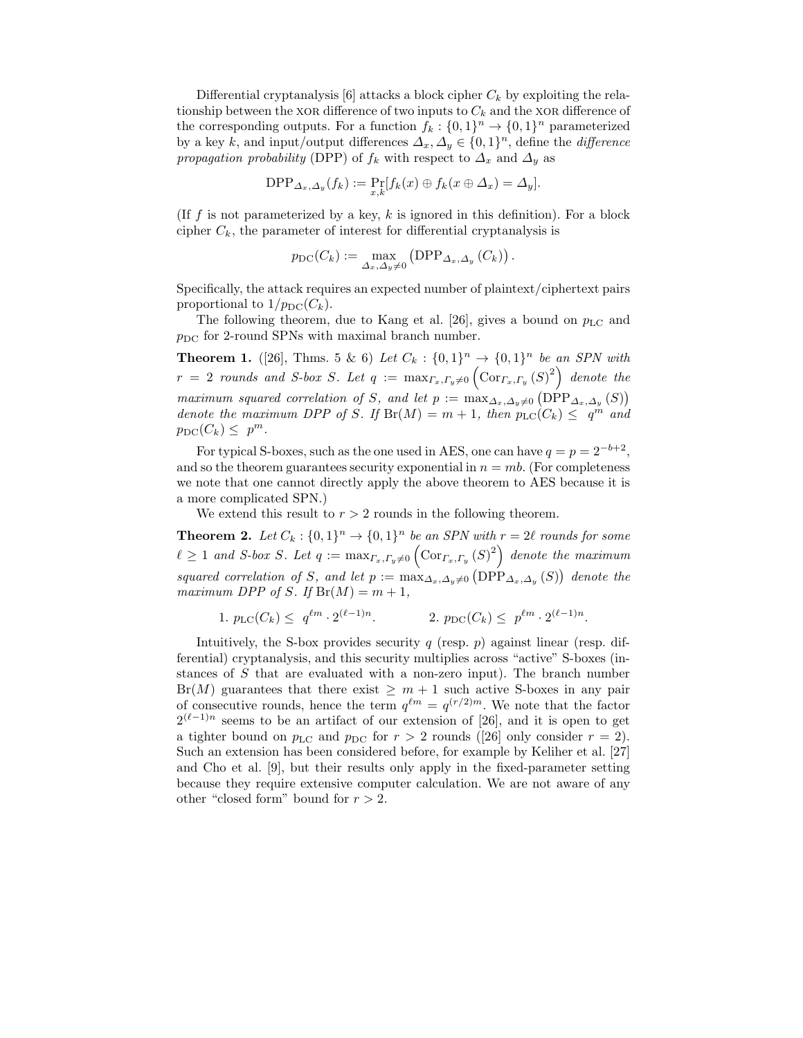Differential cryptanalysis [6] attacks a block cipher $C_k$ by exploiting the relationship between the XOR difference of two inputs to $C_k$ and the XOR difference of the corresponding outputs. For a function $f_k : \{0,1\}^n \to \{0,1\}^n$ parameterized by a key $k$, and input/output differences $\Delta_x, \Delta_y \in \{0,1\}^n$, define the *difference propagation probability* (DPP) of $f_k$ with respect to $\Delta_x$ and $\Delta_y$ as

$$\mathrm{DPP}_{\Delta_x,\Delta_y}(f_k) := \Pr_{x,k}[f_k(x) \oplus f_k(x \oplus \Delta_x) = \Delta_y].$$

(If $f$ is not parameterized by a key, $k$ is ignored in this definition). For a block cipher $C_k$, the parameter of interest for differential cryptanalysis is

$$p_{\mathrm{DC}}(C_k) := \max_{\Delta_x,\Delta_y \neq 0} \left( \mathrm{DPP}_{\Delta_x,\Delta_y}(C_k) \right).$$

Specifically, the attack requires an expected number of plaintext/ciphertext pairs proportional to $1/p_{\mathrm{DC}}(C_k)$.

The following theorem, due to Kang et al. [26], gives a bound on $p_{\mathrm{LC}}$ and $p_{\mathrm{DC}}$ for 2-round SPNs with maximal branch number.

**Theorem 1.** ([26], Thms. 5 & 6) *Let $C_k : \{0,1\}^n \to \{0,1\}^n$ be an SPN with $r = 2$ rounds and S-box $S$. Let $q := \max_{\Gamma_x,\Gamma_y \neq 0} \left( \mathrm{Cor}_{\Gamma_x,\Gamma_y}(S)^2 \right)$ denote the maximum squared correlation of $S$, and let $p := \max_{\Delta_x,\Delta_y \neq 0} \left( \mathrm{DPP}_{\Delta_x,\Delta_y}(S) \right)$ denote the maximum DPP of $S$. If $\mathrm{Br}(M) = m + 1$, then $p_{\mathrm{LC}}(C_k) \leq q^m$ and $p_{\mathrm{DC}}(C_k) \leq p^m$.*

For typical S-boxes, such as the one used in AES, one can have $q = p = 2^{-b+2}$, and so the theorem guarantees security exponential in $n = mb$. (For completeness we note that one cannot directly apply the above theorem to AES because it is a more complicated SPN.)

We extend this result to $r > 2$ rounds in the following theorem.

**Theorem 2.** *Let $C_k : \{0,1\}^n \to \{0,1\}^n$ be an SPN with $r = 2\ell$ rounds for some $\ell \geq 1$ and S-box $S$. Let $q := \max_{\Gamma_x,\Gamma_y \neq 0} \left( \mathrm{Cor}_{\Gamma_x,\Gamma_y}(S)^2 \right)$ denote the maximum squared correlation of $S$, and let $p := \max_{\Delta_x,\Delta_y \neq 0} \left( \mathrm{DPP}_{\Delta_x,\Delta_y}(S) \right)$ denote the maximum DPP of $S$. If $\mathrm{Br}(M) = m + 1$,*

1. $p_{\mathrm{LC}}(C_k) \leq q^{\ell m} \cdot 2^{(\ell-1)n}$.
2. $p_{\mathrm{DC}}(C_k) \leq p^{\ell m} \cdot 2^{(\ell-1)n}$.

Intuitively, the S-box provides security $q$ (resp. $p$) against linear (resp. differential) cryptanalysis, and this security multiplies across "active" S-boxes (instances of $S$ that are evaluated with a non-zero input). The branch number $\mathrm{Br}(M)$ guarantees that there exist $\geq m + 1$ such active S-boxes in any pair of consecutive rounds, hence the term $q^{\ell m} = q^{(r/2)m}$. We note that the factor $2^{(\ell-1)n}$ seems to be an artifact of our extension of [26], and it is open to get a tighter bound on $p_{\mathrm{LC}}$ and $p_{\mathrm{DC}}$ for $r > 2$ rounds ([26] only consider $r = 2$). Such an extension has been considered before, for example by Keliher et al. [27] and Cho et al. [9], but their results only apply in the fixed-parameter setting because they require extensive computer calculation. We are not aware of any other "closed form" bound for $r > 2$.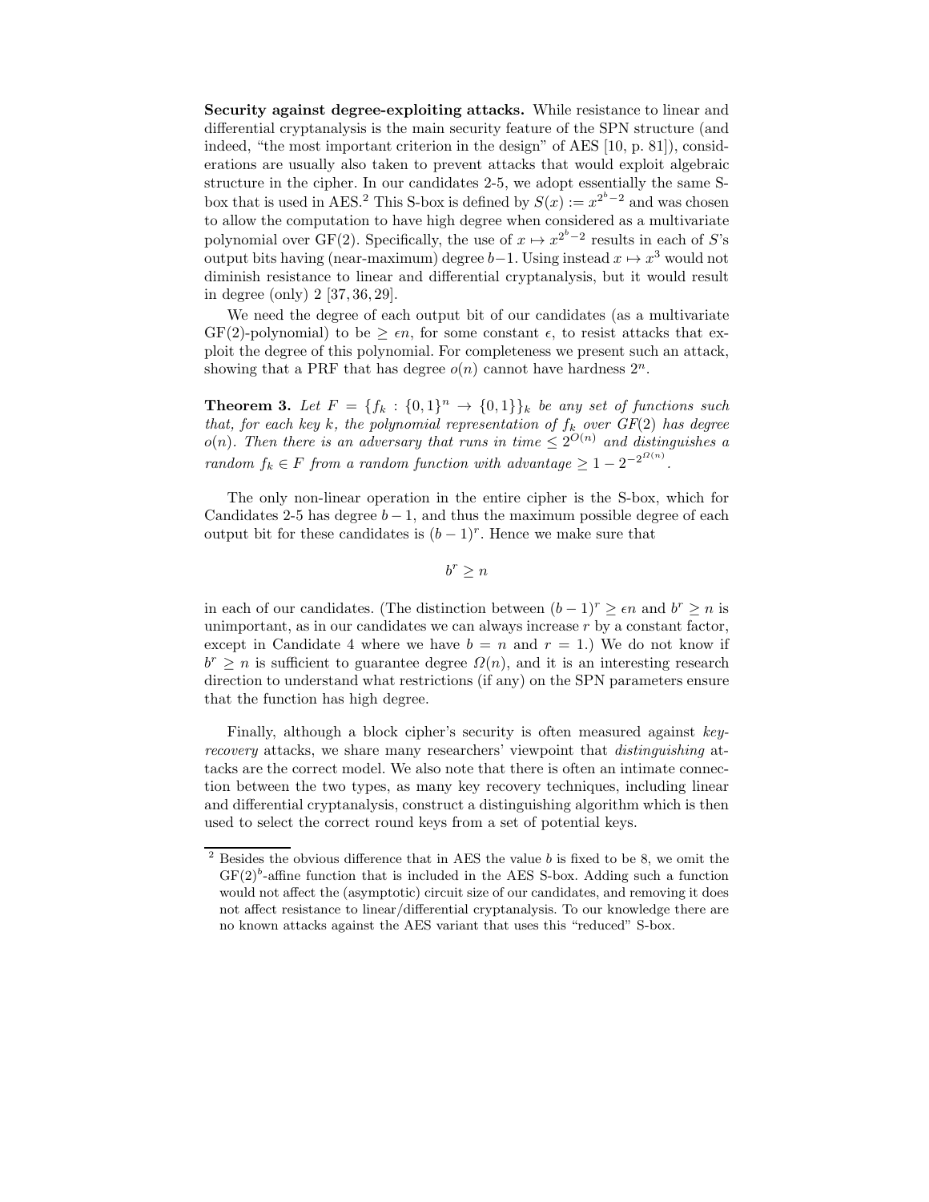**Security against degree-exploiting attacks.** While resistance to linear and differential cryptanalysis is the main security feature of the SPN structure (and indeed, "the most important criterion in the design" of AES [10, p. 81]), considerations are usually also taken to prevent attacks that would exploit algebraic structure in the cipher. In our candidates 2-5, we adopt essentially the same S-box that is used in AES.[2] This S-box is defined by $S(x) := x^{2^b-2}$ and was chosen to allow the computation to have high degree when considered as a multivariate polynomial over GF(2). Specifically, the use of $x \mapsto x^{2^b-2}$ results in each of $S$'s output bits having (near-maximum) degree $b-1$. Using instead $x \mapsto x^3$ would not diminish resistance to linear and differential cryptanalysis, but it would result in degree (only) 2 [37, 36, 29].

We need the degree of each output bit of our candidates (as a multivariate GF(2)-polynomial) to be $\geq \epsilon n$, for some constant $\epsilon$, to resist attacks that exploit the degree of this polynomial. For completeness we present such an attack, showing that a PRF that has degree $o(n)$ cannot have hardness $2^n$.

**Theorem 3.** *Let $F = \{f_k : \{0,1\}^n \to \{0,1\}\}_k$ be any set of functions such that, for each key $k$, the polynomial representation of $f_k$ over GF(2) has degree $o(n)$. Then there is an adversary that runs in time $\leq 2^{O(n)}$ and distinguishes a random $f_k \in F$ from a random function with advantage $\geq 1 - 2^{-2^{\Omega(n)}}$.*

The only non-linear operation in the entire cipher is the S-box, which for Candidates 2-5 has degree $b-1$, and thus the maximum possible degree of each output bit for these candidates is $(b-1)^r$. Hence we make sure that

$$b^r \geq n$$

in each of our candidates. (The distinction between $(b-1)^r \geq \epsilon n$ and $b^r \geq n$ is unimportant, as in our candidates we can always increase $r$ by a constant factor, except in Candidate 4 where we have $b = n$ and $r = 1$.) We do not know if $b^r \geq n$ is sufficient to guarantee degree $\Omega(n)$, and it is an interesting research direction to understand what restrictions (if any) on the SPN parameters ensure that the function has high degree.

Finally, although a block cipher's security is often measured against *key-recovery* attacks, we share many researchers' viewpoint that *distinguishing* attacks are the correct model. We also note that there is often an intimate connection between the two types, as many key recovery techniques, including linear and differential cryptanalysis, construct a distinguishing algorithm which is then used to select the correct round keys from a set of potential keys.

---

[2] Besides the obvious difference that in AES the value $b$ is fixed to be 8, we omit the $\text{GF}(2)^b$-affine function that is included in the AES S-box. Adding such a function would not affect the (asymptotic) circuit size of our candidates, and removing it does not affect resistance to linear/differential cryptanalysis. To our knowledge there are no known attacks against the AES variant that uses this "reduced" S-box.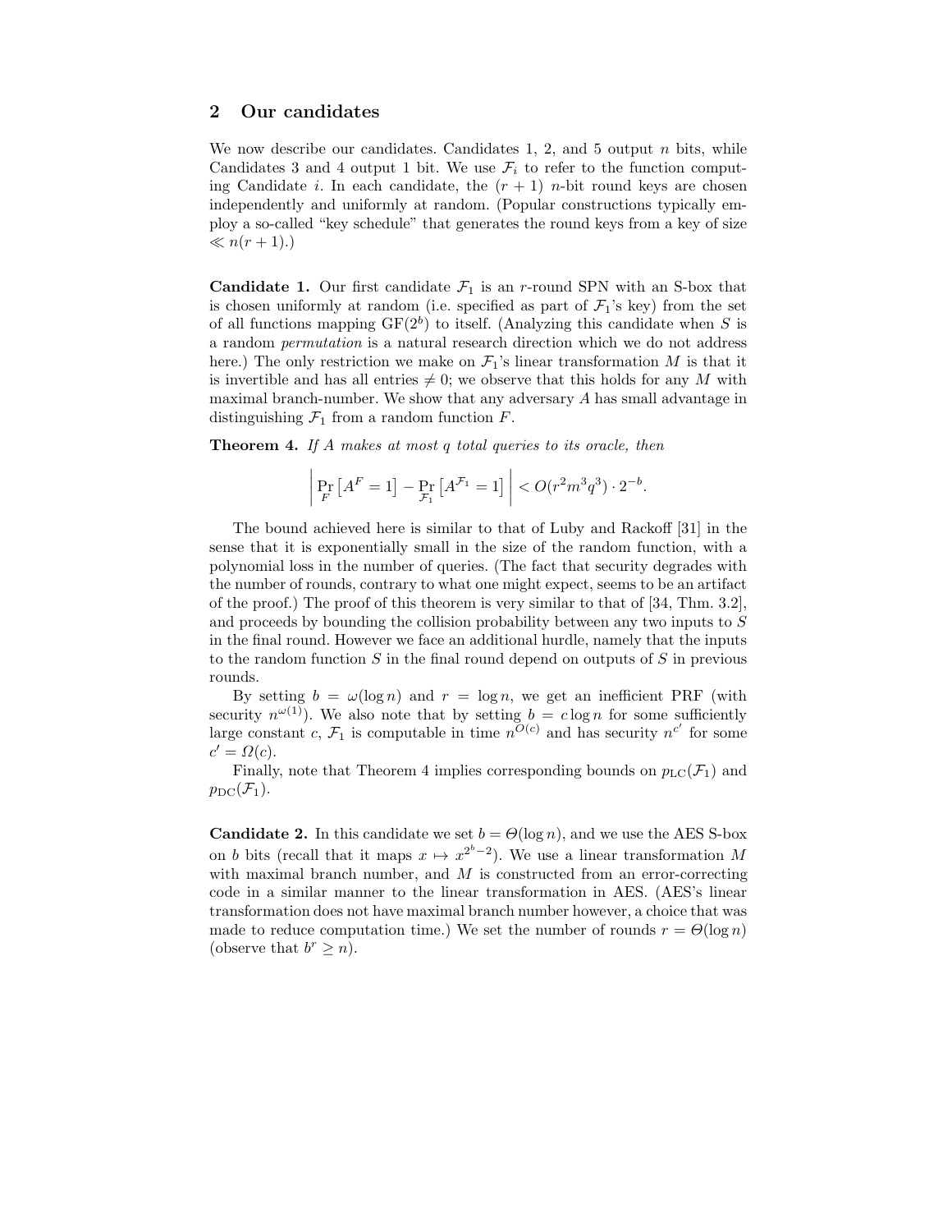## 2 Our candidates

We now describe our candidates. Candidates 1, 2, and 5 output $n$ bits, while Candidates 3 and 4 output 1 bit. We use $\mathcal{F}_i$ to refer to the function computing Candidate $i$. In each candidate, the $(r+1)$ $n$-bit round keys are chosen independently and uniformly at random. (Popular constructions typically employ a so-called "key schedule" that generates the round keys from a key of size $\ll n(r+1)$.)

**Candidate 1.** Our first candidate $\mathcal{F}_1$ is an $r$-round SPN with an S-box that is chosen uniformly at random (i.e. specified as part of $\mathcal{F}_1$'s key) from the set of all functions mapping $\mathrm{GF}(2^b)$ to itself. (Analyzing this candidate when $S$ is a random *permutation* is a natural research direction which we do not address here.) The only restriction we make on $\mathcal{F}_1$'s linear transformation $M$ is that it is invertible and has all entries $\neq 0$; we observe that this holds for any $M$ with maximal branch-number. We show that any adversary $A$ has small advantage in distinguishing $\mathcal{F}_1$ from a random function $F$.

**Theorem 4.** *If $A$ makes at most $q$ total queries to its oracle, then*

$$\left| \Pr_F \left[ A^F = 1 \right] - \Pr_{\mathcal{F}_1} \left[ A^{\mathcal{F}_1} = 1 \right] \right| < O(r^2 m^3 q^3) \cdot 2^{-b}.$$

The bound achieved here is similar to that of Luby and Rackoff [31] in the sense that it is exponentially small in the size of the random function, with a polynomial loss in the number of queries. (The fact that security degrades with the number of rounds, contrary to what one might expect, seems to be an artifact of the proof.) The proof of this theorem is very similar to that of [34, Thm. 3.2], and proceeds by bounding the collision probability between any two inputs to $S$ in the final round. However we face an additional hurdle, namely that the inputs to the random function $S$ in the final round depend on outputs of $S$ in previous rounds.

By setting $b = \omega(\log n)$ and $r = \log n$, we get an inefficient PRF (with security $n^{\omega(1)}$). We also note that by setting $b = c \log n$ for some sufficiently large constant $c$, $\mathcal{F}_1$ is computable in time $n^{O(c)}$ and has security $n^{c'}$ for some $c' = \Omega(c)$.

Finally, note that Theorem 4 implies corresponding bounds on $p_{\mathrm{LC}}(\mathcal{F}_1)$ and $p_{\mathrm{DC}}(\mathcal{F}_1)$.

**Candidate 2.** In this candidate we set $b = \Theta(\log n)$, and we use the AES S-box on $b$ bits (recall that it maps $x \mapsto x^{2^b-2}$). We use a linear transformation $M$ with maximal branch number, and $M$ is constructed from an error-correcting code in a similar manner to the linear transformation in AES. (AES's linear transformation does not have maximal branch number however, a choice that was made to reduce computation time.) We set the number of rounds $r = \Theta(\log n)$ (observe that $b^r \geq n$).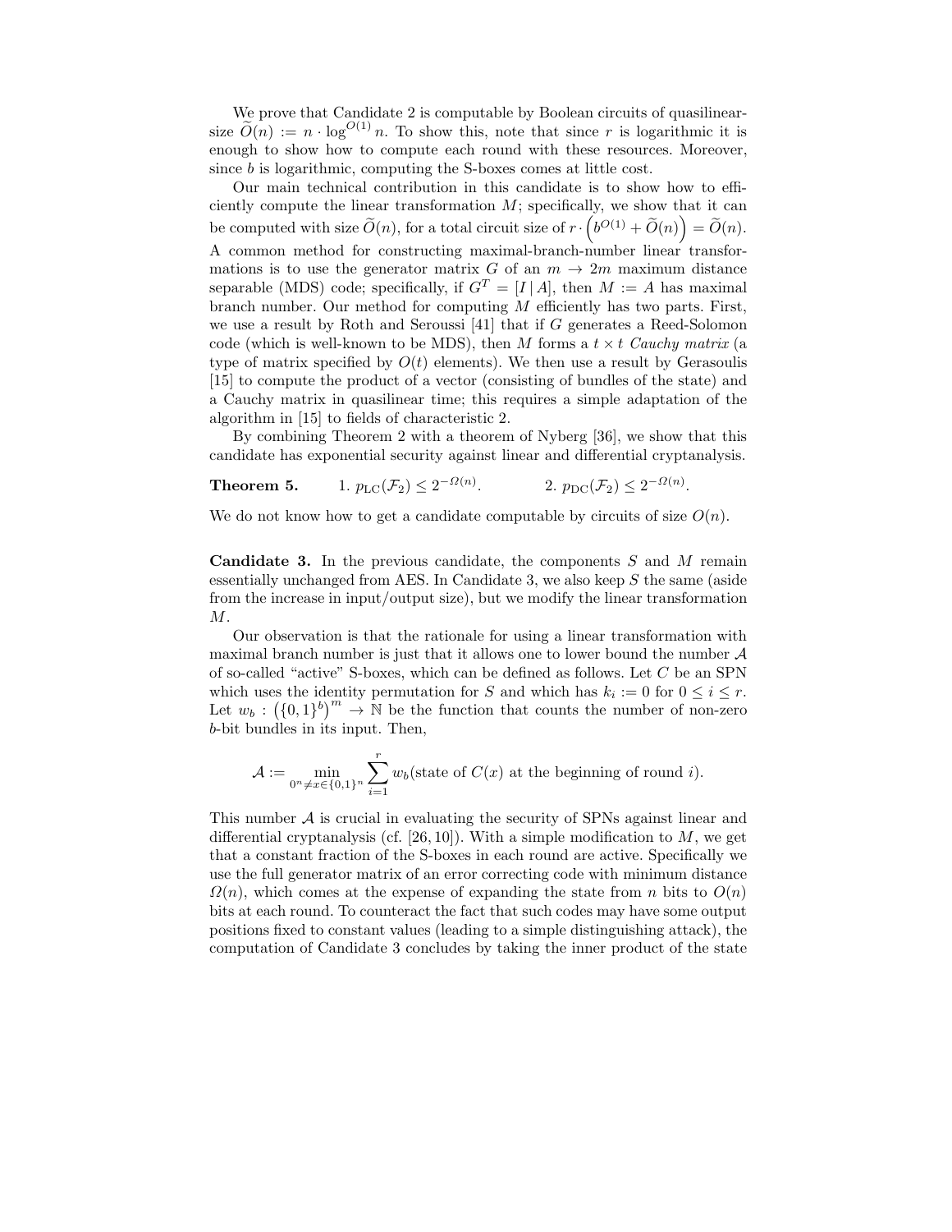We prove that Candidate 2 is computable by Boolean circuits of quasilinear-size $\widetilde{O}(n) := n \cdot \log^{O(1)} n$. To show this, note that since $r$ is logarithmic it is enough to show how to compute each round with these resources. Moreover, since $b$ is logarithmic, computing the S-boxes comes at little cost.

Our main technical contribution in this candidate is to show how to efficiently compute the linear transformation $M$; specifically, we show that it can be computed with size $\widetilde{O}(n)$, for a total circuit size of $r \cdot \left(b^{O(1)} + \widetilde{O}(n)\right) = \widetilde{O}(n)$. A common method for constructing maximal-branch-number linear transformations is to use the generator matrix $G$ of an $m \to 2m$ maximum distance separable (MDS) code; specifically, if $G^T = [I \,|\, A]$, then $M := A$ has maximal branch number. Our method for computing $M$ efficiently has two parts. First, we use a result by Roth and Seroussi [41] that if $G$ generates a Reed-Solomon code (which is well-known to be MDS), then $M$ forms a $t \times t$ *Cauchy matrix* (a type of matrix specified by $O(t)$ elements). We then use a result by Gerasoulis [15] to compute the product of a vector (consisting of bundles of the state) and a Cauchy matrix in quasilinear time; this requires a simple adaptation of the algorithm in [15] to fields of characteristic 2.

By combining Theorem 2 with a theorem of Nyberg [36], we show that this candidate has exponential security against linear and differential cryptanalysis.

**Theorem 5.** 1. $p_{\mathrm{LC}}(\mathcal{F}_2) \le 2^{-\Omega(n)}$. 2. $p_{\mathrm{DC}}(\mathcal{F}_2) \le 2^{-\Omega(n)}$.

We do not know how to get a candidate computable by circuits of size $O(n)$.

**Candidate 3.** In the previous candidate, the components $S$ and $M$ remain essentially unchanged from AES. In Candidate 3, we also keep $S$ the same (aside from the increase in input/output size), but we modify the linear transformation $M$.

Our observation is that the rationale for using a linear transformation with maximal branch number is just that it allows one to lower bound the number $\mathcal{A}$ of so-called "active" S-boxes, which can be defined as follows. Let $C$ be an SPN which uses the identity permutation for $S$ and which has $k_i := 0$ for $0 \le i \le r$. Let $w_b : \left(\{0,1\}^b\right)^m \to \mathbb{N}$ be the function that counts the number of non-zero $b$-bit bundles in its input. Then,

$$\mathcal{A} := \min_{0^n \neq x \in \{0,1\}^n} \sum_{i=1}^{r} w_b(\text{state of } C(x) \text{ at the beginning of round } i).$$

This number $\mathcal{A}$ is crucial in evaluating the security of SPNs against linear and differential cryptanalysis (cf. [26, 10]). With a simple modification to $M$, we get that a constant fraction of the S-boxes in each round are active. Specifically we use the full generator matrix of an error correcting code with minimum distance $\Omega(n)$, which comes at the expense of expanding the state from $n$ bits to $O(n)$ bits at each round. To counteract the fact that such codes may have some output positions fixed to constant values (leading to a simple distinguishing attack), the computation of Candidate 3 concludes by taking the inner product of the state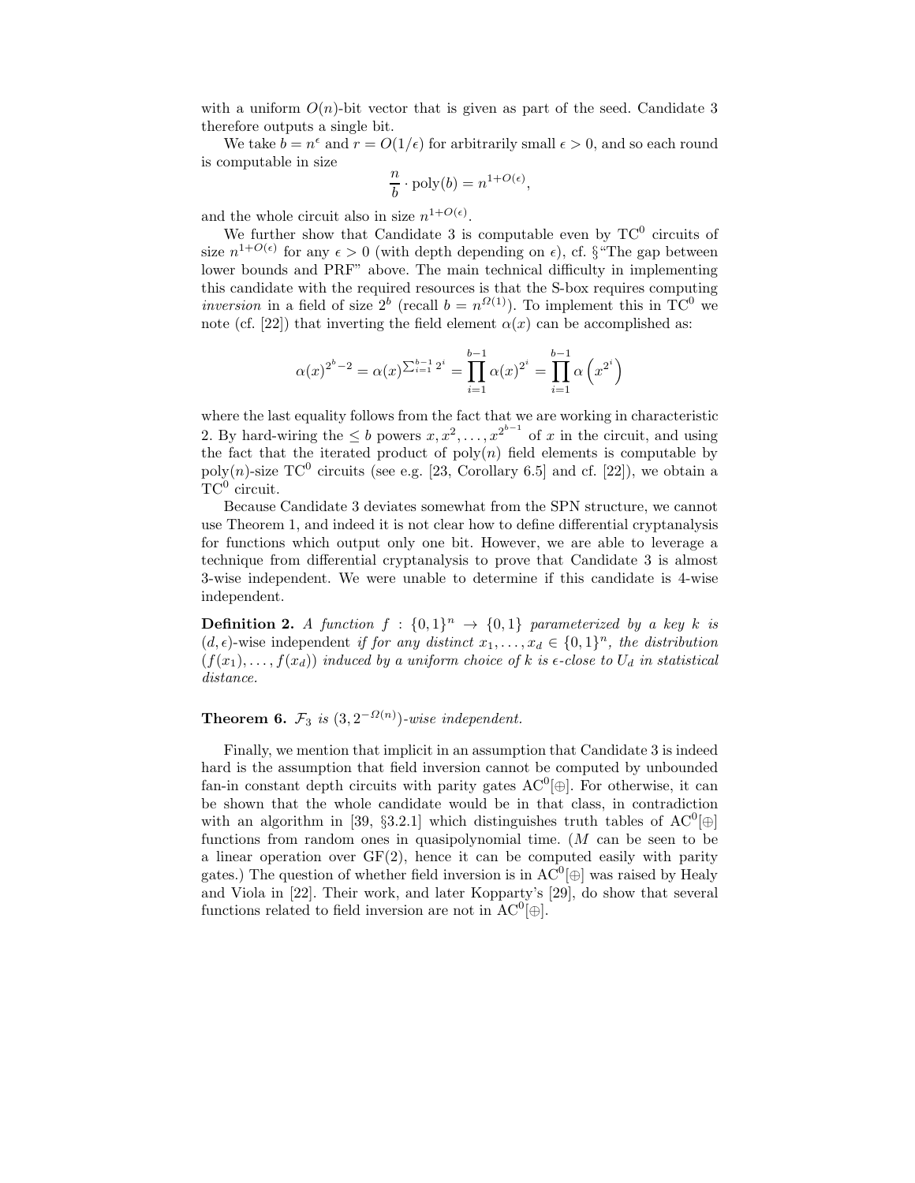with a uniform $O(n)$-bit vector that is given as part of the seed. Candidate 3 therefore outputs a single bit.

We take $b = n^{\epsilon}$ and $r = O(1/\epsilon)$ for arbitrarily small $\epsilon > 0$, and so each round is computable in size

$$\frac{n}{b} \cdot \text{poly}(b) = n^{1+O(\epsilon)},$$

and the whole circuit also in size $n^{1+O(\epsilon)}$.

We further show that Candidate 3 is computable even by $\text{TC}^0$ circuits of size $n^{1+O(\epsilon)}$ for any $\epsilon > 0$ (with depth depending on $\epsilon$), cf. §"The gap between lower bounds and PRF" above. The main technical difficulty in implementing this candidate with the required resources is that the S-box requires computing *inversion* in a field of size $2^b$ (recall $b = n^{\Omega(1)}$). To implement this in $\text{TC}^0$ we note (cf. [22]) that inverting the field element $\alpha(x)$ can be accomplished as:

$$\alpha(x)^{2^b-2} = \alpha(x)^{\sum_{i=1}^{b-1} 2^i} = \prod_{i=1}^{b-1} \alpha(x)^{2^i} = \prod_{i=1}^{b-1} \alpha\left(x^{2^i}\right)$$

where the last equality follows from the fact that we are working in characteristic 2. By hard-wiring the $\leq b$ powers $x, x^2, \ldots, x^{2^{b-1}}$ of $x$ in the circuit, and using the fact that the iterated product of $\text{poly}(n)$ field elements is computable by $\text{poly}(n)$-size $\text{TC}^0$ circuits (see e.g. [23, Corollary 6.5] and cf. [22]), we obtain a $\text{TC}^0$ circuit.

Because Candidate 3 deviates somewhat from the SPN structure, we cannot use Theorem 1, and indeed it is not clear how to define differential cryptanalysis for functions which output only one bit. However, we are able to leverage a technique from differential cryptanalysis to prove that Candidate 3 is almost 3-wise independent. We were unable to determine if this candidate is 4-wise independent.

**Definition 2.** *A function $f : \{0,1\}^n \to \{0,1\}$ parameterized by a key $k$ is* $(d, \epsilon)$-wise independent *if for any distinct $x_1, \ldots, x_d \in \{0,1\}^n$, the distribution $(f(x_1), \ldots, f(x_d))$ induced by a uniform choice of $k$ is $\epsilon$-close to $U_d$ in statistical distance.*

**Theorem 6.** *$\mathcal{F}_3$ is $(3, 2^{-\Omega(n)})$-wise independent.*

Finally, we mention that implicit in an assumption that Candidate 3 is indeed hard is the assumption that field inversion cannot be computed by unbounded fan-in constant depth circuits with parity gates $\text{AC}^0[\oplus]$. For otherwise, it can be shown that the whole candidate would be in that class, in contradiction with an algorithm in [39, §3.2.1] which distinguishes truth tables of $\text{AC}^0[\oplus]$ functions from random ones in quasipolynomial time. ($M$ can be seen to be a linear operation over GF(2), hence it can be computed easily with parity gates.) The question of whether field inversion is in $\text{AC}^0[\oplus]$ was raised by Healy and Viola in [22]. Their work, and later Kopparty's [29], do show that several functions related to field inversion are not in $\text{AC}^0[\oplus]$.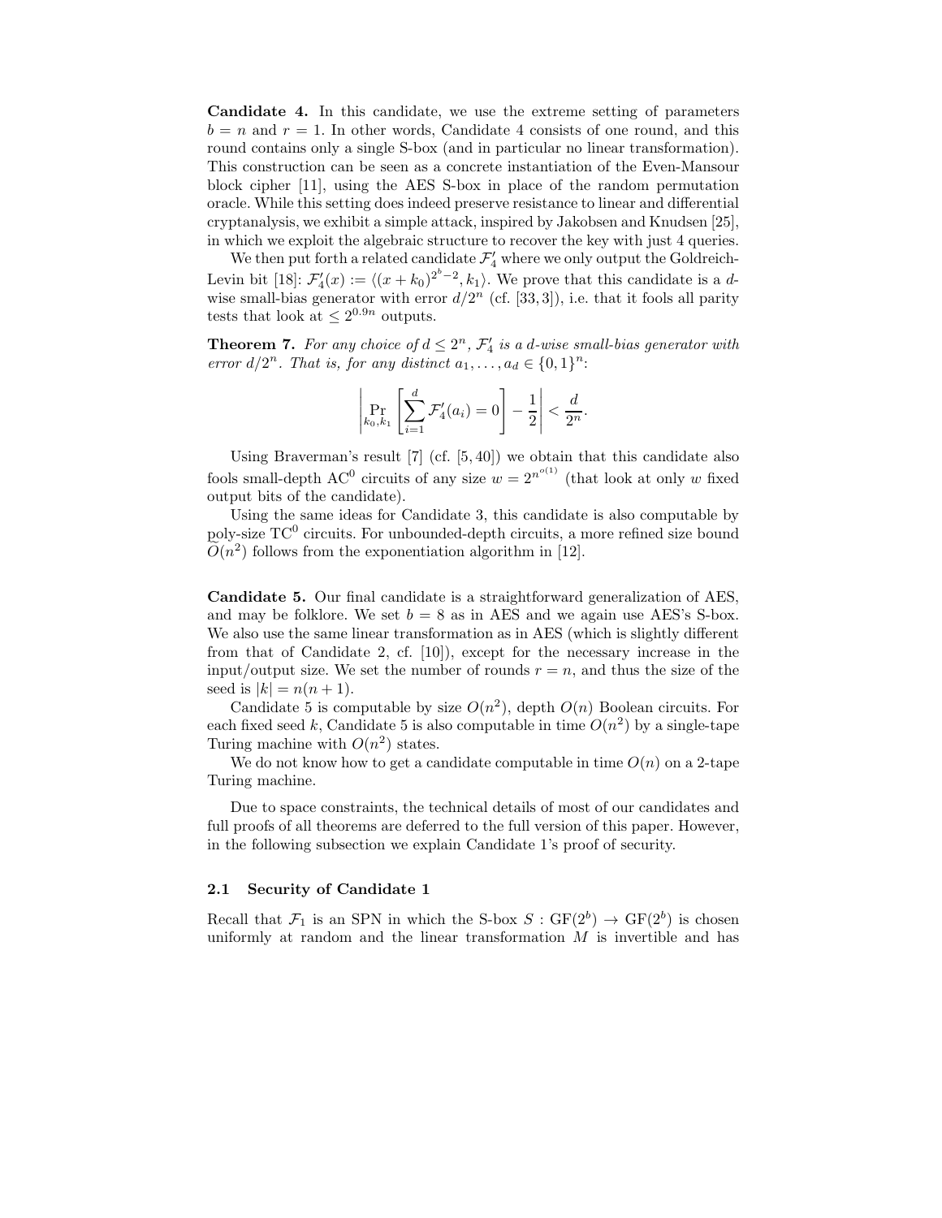**Candidate 4.** In this candidate, we use the extreme setting of parameters $b = n$ and $r = 1$. In other words, Candidate 4 consists of one round, and this round contains only a single S-box (and in particular no linear transformation). This construction can be seen as a concrete instantiation of the Even-Mansour block cipher [11], using the AES S-box in place of the random permutation oracle. While this setting does indeed preserve resistance to linear and differential cryptanalysis, we exhibit a simple attack, inspired by Jakobsen and Knudsen [25], in which we exploit the algebraic structure to recover the key with just 4 queries.

We then put forth a related candidate $\mathcal{F}'_4$ where we only output the Goldreich-Levin bit [18]: $\mathcal{F}'_4(x) := \langle (x + k_0)^{2^b - 2}, k_1 \rangle$. We prove that this candidate is a $d$-wise small-bias generator with error $d/2^n$ (cf. [33, 3]), i.e. that it fools all parity tests that look at $\leq 2^{0.9n}$ outputs.

**Theorem 7.** *For any choice of $d \leq 2^n$, $\mathcal{F}'_4$ is a $d$-wise small-bias generator with error $d/2^n$. That is, for any distinct $a_1, \ldots, a_d \in \{0,1\}^n$:*

$$\left| \Pr_{k_0, k_1} \left[ \sum_{i=1}^{d} \mathcal{F}'_4(a_i) = 0 \right] - \frac{1}{2} \right| < \frac{d}{2^n}.$$

Using Braverman's result [7] (cf. [5, 40]) we obtain that this candidate also fools small-depth $\mathrm{AC}^0$ circuits of any size $w = 2^{n^{o(1)}}$ (that look at only $w$ fixed output bits of the candidate).

Using the same ideas for Candidate 3, this candidate is also computable by poly-size $\mathrm{TC}^0$ circuits. For unbounded-depth circuits, a more refined size bound $\tilde{O}(n^2)$ follows from the exponentiation algorithm in [12].

**Candidate 5.** Our final candidate is a straightforward generalization of AES, and may be folklore. We set $b = 8$ as in AES and we again use AES's S-box. We also use the same linear transformation as in AES (which is slightly different from that of Candidate 2, cf. [10]), except for the necessary increase in the input/output size. We set the number of rounds $r = n$, and thus the size of the seed is $|k| = n(n + 1)$.

Candidate 5 is computable by size $O(n^2)$, depth $O(n)$ Boolean circuits. For each fixed seed $k$, Candidate 5 is also computable in time $O(n^2)$ by a single-tape Turing machine with $O(n^2)$ states.

We do not know how to get a candidate computable in time $O(n)$ on a 2-tape Turing machine.

Due to space constraints, the technical details of most of our candidates and full proofs of all theorems are deferred to the full version of this paper. However, in the following subsection we explain Candidate 1's proof of security.

### 2.1 Security of Candidate 1

Recall that $\mathcal{F}_1$ is an SPN in which the S-box $S : \mathrm{GF}(2^b) \to \mathrm{GF}(2^b)$ is chosen uniformly at random and the linear transformation $M$ is invertible and has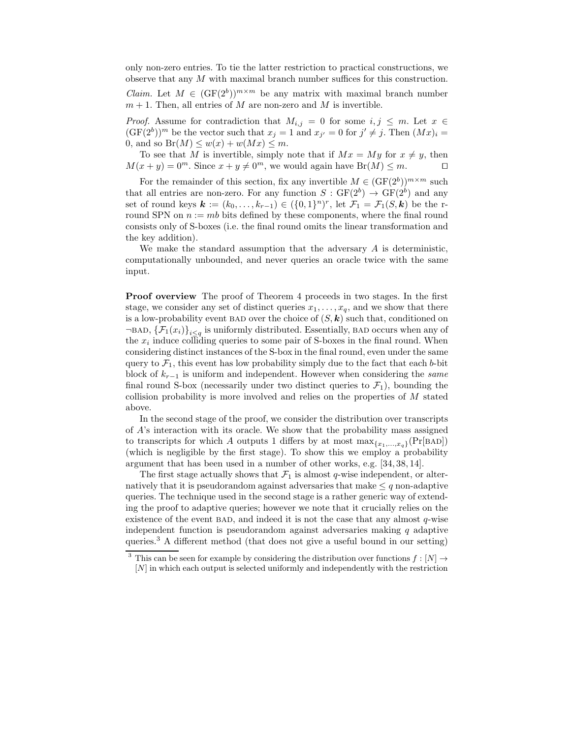only non-zero entries. To tie the latter restriction to practical constructions, we observe that any $M$ with maximal branch number suffices for this construction.

*Claim.* Let $M \in (\mathrm{GF}(2^b))^{m \times m}$ be any matrix with maximal branch number $m+1$. Then, all entries of $M$ are non-zero and $M$ is invertible.

*Proof.* Assume for contradiction that $M_{i,j} = 0$ for some $i, j \leq m$. Let $x \in (\mathrm{GF}(2^b))^m$ be the vector such that $x_j = 1$ and $x_{j'} = 0$ for $j' \neq j$. Then $(Mx)_i = 0$, and so $\mathrm{Br}(M) \leq w(x) + w(Mx) \leq m$.

To see that $M$ is invertible, simply note that if $Mx = My$ for $x \neq y$, then $M(x+y) = 0^m$. Since $x + y \neq 0^m$, we would again have $\mathrm{Br}(M) \leq m$. □

For the remainder of this section, fix any invertible $M \in (\mathrm{GF}(2^b))^{m \times m}$ such that all entries are non-zero. For any function $S : \mathrm{GF}(2^b) \to \mathrm{GF}(2^b)$ and any set of round keys $\boldsymbol{k} := (k_0, \ldots, k_{r-1}) \in (\{0,1\}^n)^r$, let $\mathcal{F}_1 = \mathcal{F}_1(S, \boldsymbol{k})$ be the r-round SPN on $n := mb$ bits defined by these components, where the final round consists only of S-boxes (i.e. the final round omits the linear transformation and the key addition).

We make the standard assumption that the adversary $A$ is deterministic, computationally unbounded, and never queries an oracle twice with the same input.

**Proof overview** The proof of Theorem 4 proceeds in two stages. In the first stage, we consider any set of distinct queries $x_1, \ldots, x_q$, and we show that there is a low-probability event BAD over the choice of $(S, \boldsymbol{k})$ such that, conditioned on $\neg$BAD, $\{\mathcal{F}_1(x_i)\}_{i \leq q}$ is uniformly distributed. Essentially, BAD occurs when any of the $x_i$ induce colliding queries to some pair of S-boxes in the final round. When considering distinct instances of the S-box in the final round, even under the same query to $\mathcal{F}_1$, this event has low probability simply due to the fact that each $b$-bit block of $k_{r-1}$ is uniform and independent. However when considering the *same* final round S-box (necessarily under two distinct queries to $\mathcal{F}_1$), bounding the collision probability is more involved and relies on the properties of $M$ stated above.

In the second stage of the proof, we consider the distribution over transcripts of $A$'s interaction with its oracle. We show that the probability mass assigned to transcripts for which $A$ outputs 1 differs by at most $\max_{\{x_1, \ldots, x_q\}}(\Pr[\text{BAD}])$ (which is negligible by the first stage). To show this we employ a probability argument that has been used in a number of other works, e.g. [34, 38, 14].

The first stage actually shows that $\mathcal{F}_1$ is almost $q$-wise independent, or alternatively that it is pseudorandom against adversaries that make $\leq q$ non-adaptive queries. The technique used in the second stage is a rather generic way of extending the proof to adaptive queries; however we note that it crucially relies on the existence of the event BAD, and indeed it is not the case that any almost $q$-wise independent function is pseudorandom against adversaries making $q$ adaptive queries.[3] A different method (that does not give a useful bound in our setting)

[3] This can be seen for example by considering the distribution over functions $f : [N] \to [N]$ in which each output is selected uniformly and independently with the restriction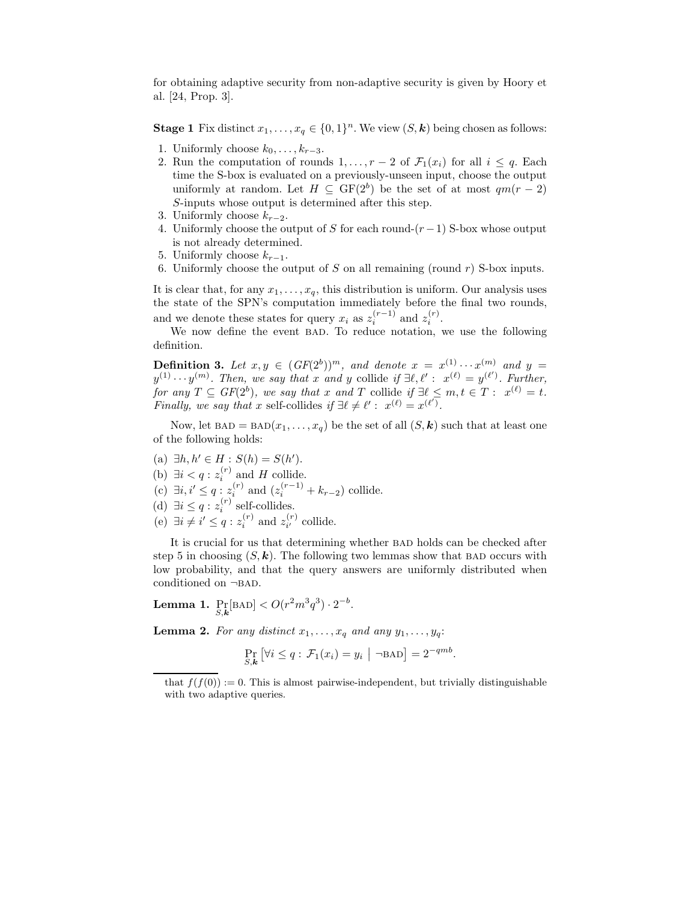for obtaining adaptive security from non-adaptive security is given by Hoory et al. [24, Prop. 3].

**Stage 1** Fix distinct $x_1, \ldots, x_q \in \{0,1\}^n$. We view $(S, \boldsymbol{k})$ being chosen as follows:

1. Uniformly choose $k_0, \ldots, k_{r-3}$.
2. Run the computation of rounds $1, \ldots, r-2$ of $\mathcal{F}_1(x_i)$ for all $i \leq q$. Each time the S-box is evaluated on a previously-unseen input, choose the output uniformly at random. Let $H \subseteq \mathrm{GF}(2^b)$ be the set of at most $qm(r-2)$ $S$-inputs whose output is determined after this step.
3. Uniformly choose $k_{r-2}$.
4. Uniformly choose the output of $S$ for each round-$(r-1)$ S-box whose output is not already determined.
5. Uniformly choose $k_{r-1}$.
6. Uniformly choose the output of $S$ on all remaining (round $r$) S-box inputs.

It is clear that, for any $x_1, \ldots, x_q$, this distribution is uniform. Our analysis uses the state of the SPN's computation immediately before the final two rounds, and we denote these states for query $x_i$ as $z_i^{(r-1)}$ and $z_i^{(r)}$.

We now define the event BAD. To reduce notation, we use the following definition.

**Definition 3.** *Let $x, y \in (GF(2^b))^m$, and denote $x = x^{(1)} \cdots x^{(m)}$ and $y = y^{(1)} \cdots y^{(m)}$. Then, we say that $x$ and $y$* collide *if $\exists \ell, \ell' : \; x^{(\ell)} = y^{(\ell')}$. Further, for any $T \subseteq GF(2^b)$, we say that $x$ and $T$* collide *if $\exists \ell \leq m, t \in T : \; x^{(\ell)} = t$. Finally, we say that $x$* self-collides *if $\exists \ell \neq \ell' : \; x^{(\ell)} = x^{(\ell')}$.*

Now, let $\text{BAD} = \text{BAD}(x_1, \ldots, x_q)$ be the set of all $(S, \boldsymbol{k})$ such that at least one of the following holds:

(a) $\exists h, h' \in H : S(h) = S(h')$.
(b) $\exists i < q : z_i^{(r)}$ and $H$ collide.
(c) $\exists i, i' \leq q : z_i^{(r)}$ and $(z_{i'}^{(r-1)} + k_{r-2})$ collide.
(d) $\exists i \leq q : z_i^{(r)}$ self-collides.
(e) $\exists i \neq i' \leq q : z_i^{(r)}$ and $z_{i'}^{(r)}$ collide.

It is crucial for us that determining whether BAD holds can be checked after step 5 in choosing $(S, \boldsymbol{k})$. The following two lemmas show that BAD occurs with low probability, and that the query answers are uniformly distributed when conditioned on $\neg$BAD.

**Lemma 1.** $\Pr_{S,\boldsymbol{k}}[\text{BAD}] < O(r^2 m^3 q^3) \cdot 2^{-b}$.

**Lemma 2.** *For any distinct $x_1, \ldots, x_q$ and any $y_1, \ldots, y_q$:*

$$\Pr_{S,\boldsymbol{k}}\left[\forall i \leq q : \mathcal{F}_1(x_i) = y_i \;\middle|\; \neg\text{BAD}\right] = 2^{-qmb}.$$

---

that $f(f(0)) := 0$. This is almost pairwise-independent, but trivially distinguishable with two adaptive queries.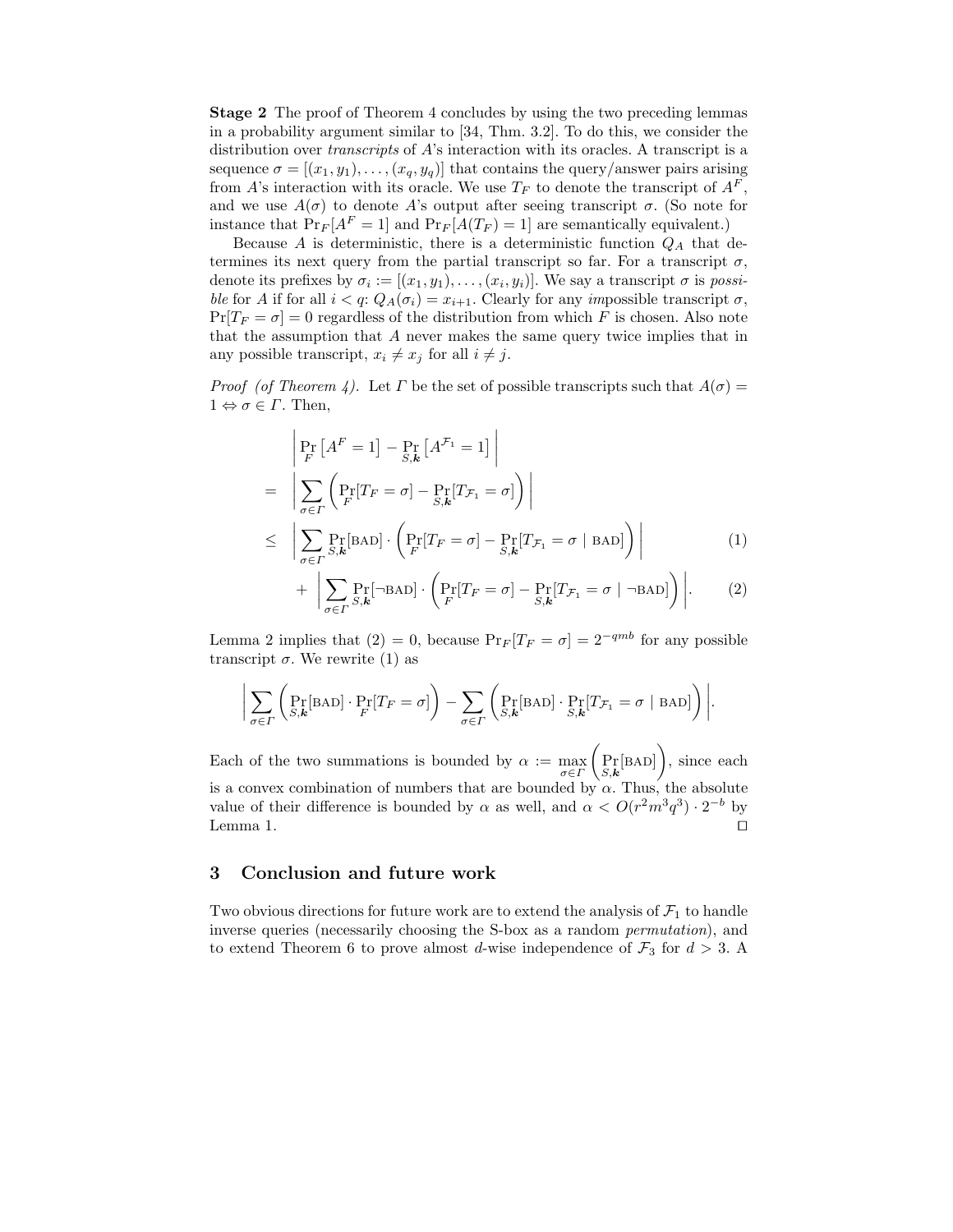**Stage 2** The proof of Theorem 4 concludes by using the two preceding lemmas in a probability argument similar to [34, Thm. 3.2]. To do this, we consider the distribution over *transcripts* of $A$'s interaction with its oracles. A transcript is a sequence $\sigma = [(x_1, y_1), \ldots, (x_q, y_q)]$ that contains the query/answer pairs arising from $A$'s interaction with its oracle. We use $T_F$ to denote the transcript of $A^F$, and we use $A(\sigma)$ to denote $A$'s output after seeing transcript $\sigma$. (So note for instance that $\Pr_F[A^F = 1]$ and $\Pr_F[A(T_F) = 1]$ are semantically equivalent.)

Because $A$ is deterministic, there is a deterministic function $Q_A$ that determines its next query from the partial transcript so far. For a transcript $\sigma$, denote its prefixes by $\sigma_i := [(x_1, y_1), \ldots, (x_i, y_i)]$. We say a transcript $\sigma$ is *possible* for $A$ if for all $i < q$: $Q_A(\sigma_i) = x_{i+1}$. Clearly for any *im*possible transcript $\sigma$, $\Pr[T_F = \sigma] = 0$ regardless of the distribution from which $F$ is chosen. Also note that the assumption that $A$ never makes the same query twice implies that in any possible transcript, $x_i \neq x_j$ for all $i \neq j$.

*Proof (of Theorem 4).* Let $\Gamma$ be the set of possible transcripts such that $A(\sigma) = 1 \Leftrightarrow \sigma \in \Gamma$. Then,

$$\begin{aligned}
&\left| \Pr_F \left[A^F = 1\right] - \Pr_{S,\boldsymbol{k}} \left[A^{\mathcal{F}_1} = 1\right] \right| \\
= &\left| \sum_{\sigma \in \Gamma} \left( \Pr_F[T_F = \sigma] - \Pr_{S,\boldsymbol{k}}[T_{\mathcal{F}_1} = \sigma] \right) \right| \\
\leq &\left| \sum_{\sigma \in \Gamma} \Pr_{S,\boldsymbol{k}}[\text{BAD}] \cdot \left( \Pr_F[T_F = \sigma] - \Pr_{S,\boldsymbol{k}}[T_{\mathcal{F}_1} = \sigma \mid \text{BAD}] \right) \right| \qquad (1) \\
&+ \left| \sum_{\sigma \in \Gamma} \Pr_{S,\boldsymbol{k}}[\neg\text{BAD}] \cdot \left( \Pr_F[T_F = \sigma] - \Pr_{S,\boldsymbol{k}}[T_{\mathcal{F}_1} = \sigma \mid \neg\text{BAD}] \right) \right|. \qquad (2)
\end{aligned}$$

Lemma 2 implies that (2) = 0, because $\Pr_F[T_F = \sigma] = 2^{-qmb}$ for any possible transcript $\sigma$. We rewrite (1) as

$$\left| \sum_{\sigma \in \Gamma} \left( \Pr_{S,\boldsymbol{k}}[\text{BAD}] \cdot \Pr_F[T_F = \sigma] \right) - \sum_{\sigma \in \Gamma} \left( \Pr_{S,\boldsymbol{k}}[\text{BAD}] \cdot \Pr_{S,\boldsymbol{k}}[T_{\mathcal{F}_1} = \sigma \mid \text{BAD}] \right) \right|.$$

Each of the two summations is bounded by $\alpha := \max_{\sigma \in \Gamma} \left( \Pr_{S,\boldsymbol{k}}[\text{BAD}] \right)$, since each is a convex combination of numbers that are bounded by $\alpha$. Thus, the absolute value of their difference is bounded by $\alpha$ as well, and $\alpha < O(r^2 m^3 q^3) \cdot 2^{-b}$ by Lemma 1. □

## 3 Conclusion and future work

Two obvious directions for future work are to extend the analysis of $\mathcal{F}_1$ to handle inverse queries (necessarily choosing the S-box as a random *permutation*), and to extend Theorem 6 to prove almost $d$-wise independence of $\mathcal{F}_3$ for $d > 3$. A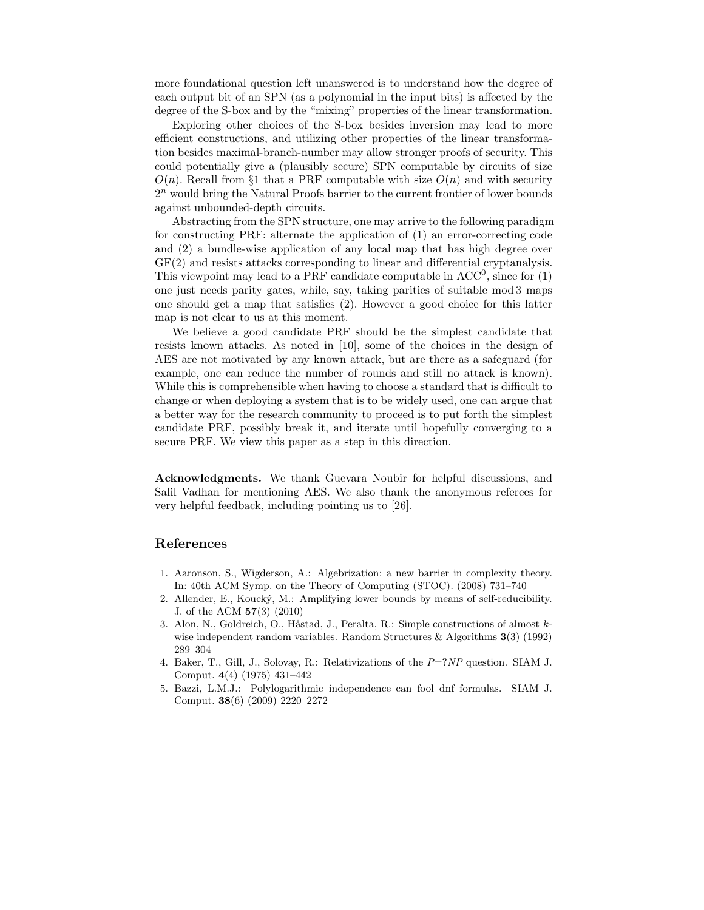more foundational question left unanswered is to understand how the degree of each output bit of an SPN (as a polynomial in the input bits) is affected by the degree of the S-box and by the "mixing" properties of the linear transformation.

Exploring other choices of the S-box besides inversion may lead to more efficient constructions, and utilizing other properties of the linear transformation besides maximal-branch-number may allow stronger proofs of security. This could potentially give a (plausibly secure) SPN computable by circuits of size $O(n)$. Recall from §1 that a PRF computable with size $O(n)$ and with security $2^n$ would bring the Natural Proofs barrier to the current frontier of lower bounds against unbounded-depth circuits.

Abstracting from the SPN structure, one may arrive to the following paradigm for constructing PRF: alternate the application of (1) an error-correcting code and (2) a bundle-wise application of any local map that has high degree over GF(2) and resists attacks corresponding to linear and differential cryptanalysis. This viewpoint may lead to a PRF candidate computable in $\mathrm{ACC}^0$, since for (1) one just needs parity gates, while, say, taking parities of suitable mod 3 maps one should get a map that satisfies (2). However a good choice for this latter map is not clear to us at this moment.

We believe a good candidate PRF should be the simplest candidate that resists known attacks. As noted in [10], some of the choices in the design of AES are not motivated by any known attack, but are there as a safeguard (for example, one can reduce the number of rounds and still no attack is known). While this is comprehensible when having to choose a standard that is difficult to change or when deploying a system that is to be widely used, one can argue that a better way for the research community to proceed is to put forth the simplest candidate PRF, possibly break it, and iterate until hopefully converging to a secure PRF. We view this paper as a step in this direction.

**Acknowledgments.** We thank Guevara Noubir for helpful discussions, and Salil Vadhan for mentioning AES. We also thank the anonymous referees for very helpful feedback, including pointing us to [26].

## References

1. Aaronson, S., Wigderson, A.: Algebrization: a new barrier in complexity theory. In: 40th ACM Symp. on the Theory of Computing (STOC). (2008) 731–740
2. Allender, E., Koucký, M.: Amplifying lower bounds by means of self-reducibility. J. of the ACM **57**(3) (2010)
3. Alon, N., Goldreich, O., Håstad, J., Peralta, R.: Simple constructions of almost $k$-wise independent random variables. Random Structures & Algorithms **3**(3) (1992) 289–304
4. Baker, T., Gill, J., Solovay, R.: Relativizations of the $P$=?$NP$ question. SIAM J. Comput. **4**(4) (1975) 431–442
5. Bazzi, L.M.J.: Polylogarithmic independence can fool dnf formulas. SIAM J. Comput. **38**(6) (2009) 2220–2272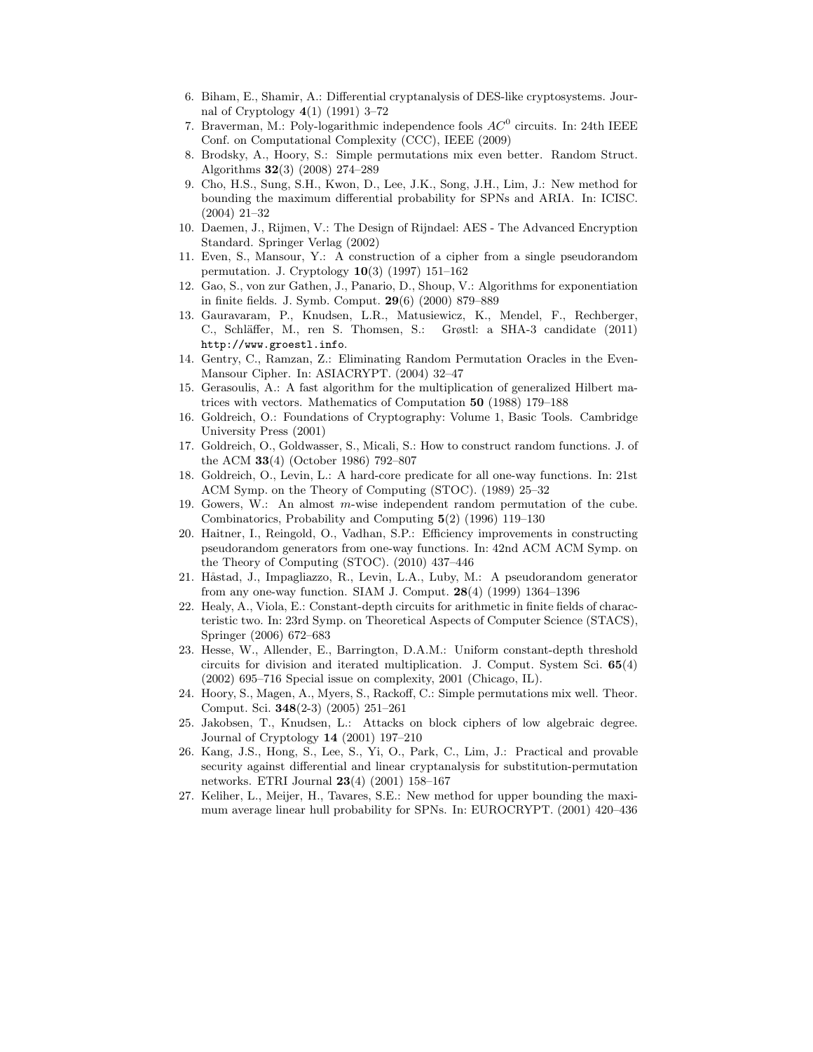6. Biham, E., Shamir, A.: Differential cryptanalysis of DES-like cryptosystems. Journal of Cryptology **4**(1) (1991) 3–72
7. Braverman, M.: Poly-logarithmic independence fools $AC^0$ circuits. In: 24th IEEE Conf. on Computational Complexity (CCC), IEEE (2009)
8. Brodsky, A., Hoory, S.: Simple permutations mix even better. Random Struct. Algorithms **32**(3) (2008) 274–289
9. Cho, H.S., Sung, S.H., Kwon, D., Lee, J.K., Song, J.H., Lim, J.: New method for bounding the maximum differential probability for SPNs and ARIA. In: ICISC. (2004) 21–32
10. Daemen, J., Rijmen, V.: The Design of Rijndael: AES - The Advanced Encryption Standard. Springer Verlag (2002)
11. Even, S., Mansour, Y.: A construction of a cipher from a single pseudorandom permutation. J. Cryptology **10**(3) (1997) 151–162
12. Gao, S., von zur Gathen, J., Panario, D., Shoup, V.: Algorithms for exponentiation in finite fields. J. Symb. Comput. **29**(6) (2000) 879–889
13. Gauravaram, P., Knudsen, L.R., Matusiewicz, K., Mendel, F., Rechberger, C., Schläffer, M., ren S. Thomsen, S.: Grøstl: a SHA-3 candidate (2011) http://www.groestl.info.
14. Gentry, C., Ramzan, Z.: Eliminating Random Permutation Oracles in the Even-Mansour Cipher. In: ASIACRYPT. (2004) 32–47
15. Gerasoulis, A.: A fast algorithm for the multiplication of generalized Hilbert matrices with vectors. Mathematics of Computation **50** (1988) 179–188
16. Goldreich, O.: Foundations of Cryptography: Volume 1, Basic Tools. Cambridge University Press (2001)
17. Goldreich, O., Goldwasser, S., Micali, S.: How to construct random functions. J. of the ACM **33**(4) (October 1986) 792–807
18. Goldreich, O., Levin, L.: A hard-core predicate for all one-way functions. In: 21st ACM Symp. on the Theory of Computing (STOC). (1989) 25–32
19. Gowers, W.: An almost $m$-wise independent random permutation of the cube. Combinatorics, Probability and Computing **5**(2) (1996) 119–130
20. Haitner, I., Reingold, O., Vadhan, S.P.: Efficiency improvements in constructing pseudorandom generators from one-way functions. In: 42nd ACM ACM Symp. on the Theory of Computing (STOC). (2010) 437–446
21. Håstad, J., Impagliazzo, R., Levin, L.A., Luby, M.: A pseudorandom generator from any one-way function. SIAM J. Comput. **28**(4) (1999) 1364–1396
22. Healy, A., Viola, E.: Constant-depth circuits for arithmetic in finite fields of characteristic two. In: 23rd Symp. on Theoretical Aspects of Computer Science (STACS), Springer (2006) 672–683
23. Hesse, W., Allender, E., Barrington, D.A.M.: Uniform constant-depth threshold circuits for division and iterated multiplication. J. Comput. System Sci. **65**(4) (2002) 695–716 Special issue on complexity, 2001 (Chicago, IL).
24. Hoory, S., Magen, A., Myers, S., Rackoff, C.: Simple permutations mix well. Theor. Comput. Sci. **348**(2-3) (2005) 251–261
25. Jakobsen, T., Knudsen, L.: Attacks on block ciphers of low algebraic degree. Journal of Cryptology **14** (2001) 197–210
26. Kang, J.S., Hong, S., Lee, S., Yi, O., Park, C., Lim, J.: Practical and provable security against differential and linear cryptanalysis for substitution-permutation networks. ETRI Journal **23**(4) (2001) 158–167
27. Keliher, L., Meijer, H., Tavares, S.E.: New method for upper bounding the maximum average linear hull probability for SPNs. In: EUROCRYPT. (2001) 420–436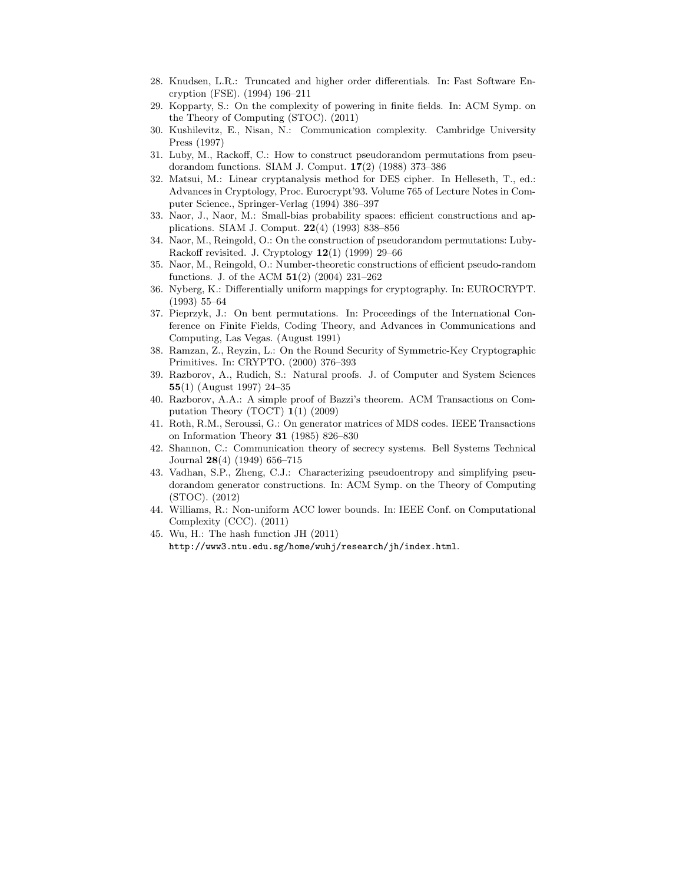28. Knudsen, L.R.: Truncated and higher order differentials. In: Fast Software Encryption (FSE). (1994) 196–211
29. Kopparty, S.: On the complexity of powering in finite fields. In: ACM Symp. on the Theory of Computing (STOC). (2011)
30. Kushilevitz, E., Nisan, N.: Communication complexity. Cambridge University Press (1997)
31. Luby, M., Rackoff, C.: How to construct pseudorandom permutations from pseudorandom functions. SIAM J. Comput. **17**(2) (1988) 373–386
32. Matsui, M.: Linear cryptanalysis method for DES cipher. In Helleseth, T., ed.: Advances in Cryptology, Proc. Eurocrypt'93. Volume 765 of Lecture Notes in Computer Science., Springer-Verlag (1994) 386–397
33. Naor, J., Naor, M.: Small-bias probability spaces: efficient constructions and applications. SIAM J. Comput. **22**(4) (1993) 838–856
34. Naor, M., Reingold, O.: On the construction of pseudorandom permutations: Luby-Rackoff revisited. J. Cryptology **12**(1) (1999) 29–66
35. Naor, M., Reingold, O.: Number-theoretic constructions of efficient pseudo-random functions. J. of the ACM **51**(2) (2004) 231–262
36. Nyberg, K.: Differentially uniform mappings for cryptography. In: EUROCRYPT. (1993) 55–64
37. Pieprzyk, J.: On bent permutations. In: Proceedings of the International Conference on Finite Fields, Coding Theory, and Advances in Communications and Computing, Las Vegas. (August 1991)
38. Ramzan, Z., Reyzin, L.: On the Round Security of Symmetric-Key Cryptographic Primitives. In: CRYPTO. (2000) 376–393
39. Razborov, A., Rudich, S.: Natural proofs. J. of Computer and System Sciences **55**(1) (August 1997) 24–35
40. Razborov, A.A.: A simple proof of Bazzi's theorem. ACM Transactions on Computation Theory (TOCT) **1**(1) (2009)
41. Roth, R.M., Seroussi, G.: On generator matrices of MDS codes. IEEE Transactions on Information Theory **31** (1985) 826–830
42. Shannon, C.: Communication theory of secrecy systems. Bell Systems Technical Journal **28**(4) (1949) 656–715
43. Vadhan, S.P., Zheng, C.J.: Characterizing pseudoentropy and simplifying pseudorandom generator constructions. In: ACM Symp. on the Theory of Computing (STOC). (2012)
44. Williams, R.: Non-uniform ACC lower bounds. In: IEEE Conf. on Computational Complexity (CCC). (2011)
45. Wu, H.: The hash function JH (2011) `http://www3.ntu.edu.sg/home/wuhj/research/jh/index.html`.